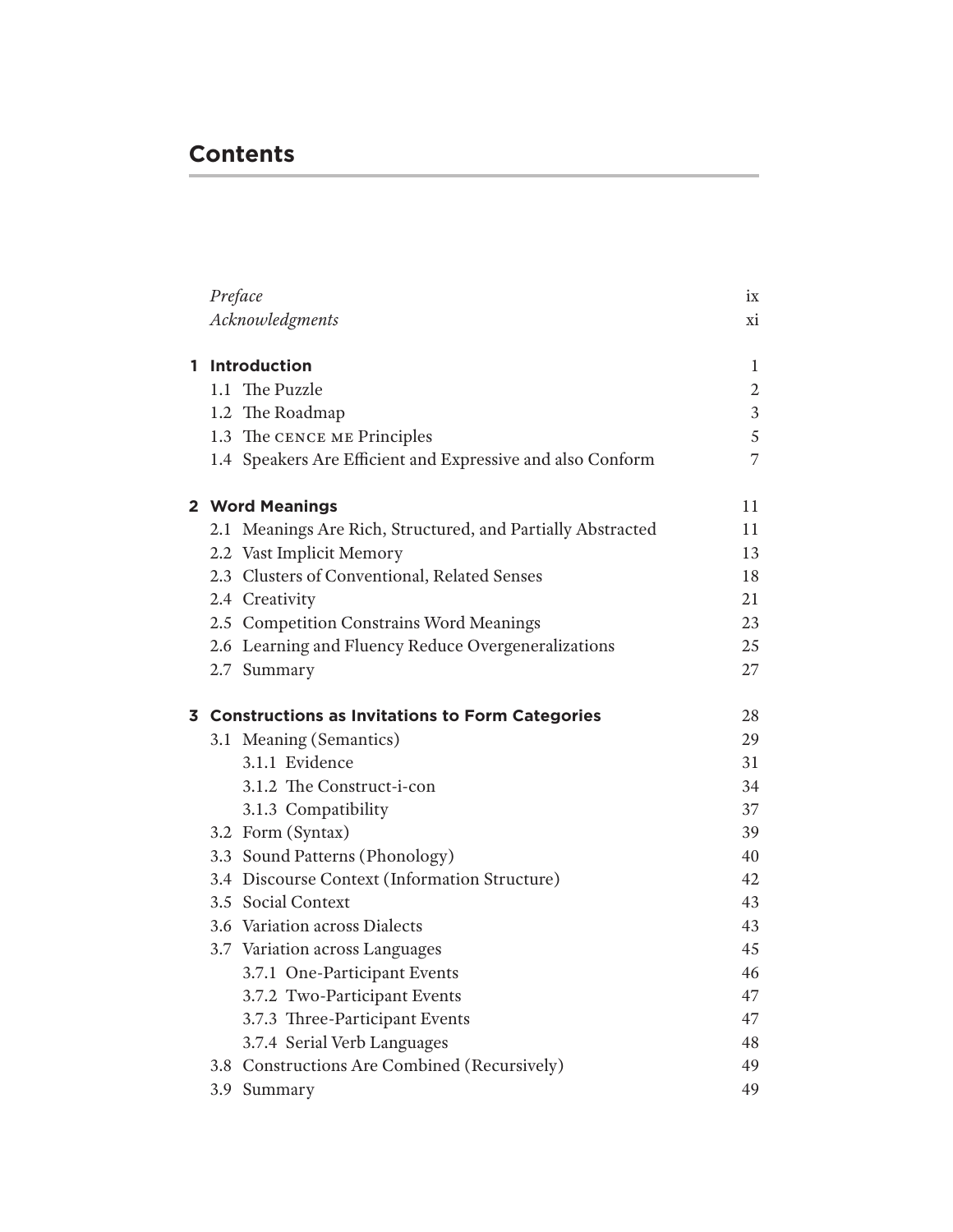# Contents

| | |
|---|---|
| *Preface* | ix |
| *Acknowledgments* | xi |
| **1 Introduction** | 1 |
| 1.1 The Puzzle | 2 |
| 1.2 The Roadmap | 3 |
| 1.3 The CENCE ME Principles | 5 |
| 1.4 Speakers Are Efficient and Expressive and also Conform | 7 |
| **2 Word Meanings** | 11 |
| 2.1 Meanings Are Rich, Structured, and Partially Abstracted | 11 |
| 2.2 Vast Implicit Memory | 13 |
| 2.3 Clusters of Conventional, Related Senses | 18 |
| 2.4 Creativity | 21 |
| 2.5 Competition Constrains Word Meanings | 23 |
| 2.6 Learning and Fluency Reduce Overgeneralizations | 25 |
| 2.7 Summary | 27 |
| **3 Constructions as Invitations to Form Categories** | 28 |
| 3.1 Meaning (Semantics) | 29 |
| 3.1.1 Evidence | 31 |
| 3.1.2 The Construct-i-con | 34 |
| 3.1.3 Compatibility | 37 |
| 3.2 Form (Syntax) | 39 |
| 3.3 Sound Patterns (Phonology) | 40 |
| 3.4 Discourse Context (Information Structure) | 42 |
| 3.5 Social Context | 43 |
| 3.6 Variation across Dialects | 43 |
| 3.7 Variation across Languages | 45 |
| 3.7.1 One-Participant Events | 46 |
| 3.7.2 Two-Participant Events | 47 |
| 3.7.3 Three-Participant Events | 47 |
| 3.7.4 Serial Verb Languages | 48 |
| 3.8 Constructions Are Combined (Recursively) | 49 |
| 3.9 Summary | 49 |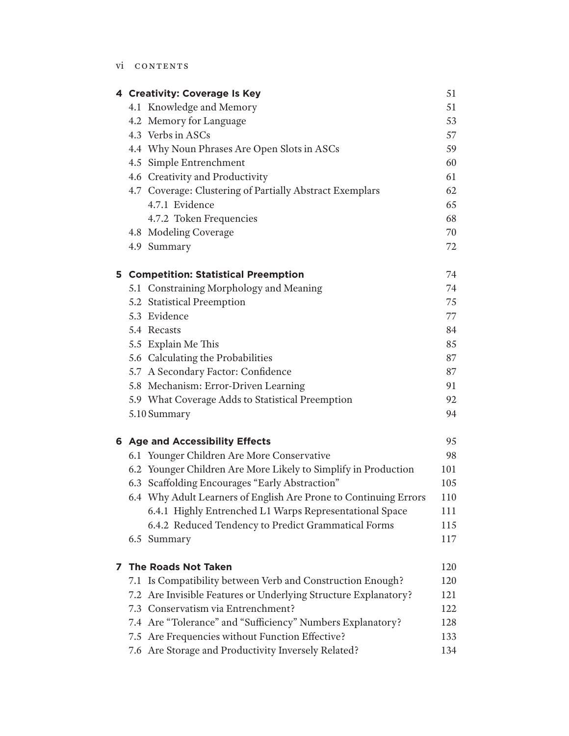**4 Creativity: Coverage Is Key** 51

- 4.1 Knowledge and Memory 51
- 4.2 Memory for Language 53
- 4.3 Verbs in ASCs 57
- 4.4 Why Noun Phrases Are Open Slots in ASCs 59
- 4.5 Simple Entrenchment 60
- 4.6 Creativity and Productivity 61
- 4.7 Coverage: Clustering of Partially Abstract Exemplars 62
  - 4.7.1 Evidence 65
  - 4.7.2 Token Frequencies 68
- 4.8 Modeling Coverage 70
- 4.9 Summary 72

**5 Competition: Statistical Preemption** 74

- 5.1 Constraining Morphology and Meaning 74
- 5.2 Statistical Preemption 75
- 5.3 Evidence 77
- 5.4 Recasts 84
- 5.5 Explain Me This 85
- 5.6 Calculating the Probabilities 87
- 5.7 A Secondary Factor: Confidence 87
- 5.8 Mechanism: Error-Driven Learning 91
- 5.9 What Coverage Adds to Statistical Preemption 92
- 5.10 Summary 94

**6 Age and Accessibility Effects** 95

- 6.1 Younger Children Are More Conservative 98
- 6.2 Younger Children Are More Likely to Simplify in Production 101
- 6.3 Scaffolding Encourages "Early Abstraction" 105
- 6.4 Why Adult Learners of English Are Prone to Continuing Errors 110
  - 6.4.1 Highly Entrenched L1 Warps Representational Space 111
  - 6.4.2 Reduced Tendency to Predict Grammatical Forms 115
- 6.5 Summary 117

**7 The Roads Not Taken** 120

- 7.1 Is Compatibility between Verb and Construction Enough? 120
- 7.2 Are Invisible Features or Underlying Structure Explanatory? 121
- 7.3 Conservatism via Entrenchment? 122
- 7.4 Are "Tolerance" and "Sufficiency" Numbers Explanatory? 128
- 7.5 Are Frequencies without Function Effective? 133
- 7.6 Are Storage and Productivity Inversely Related? 134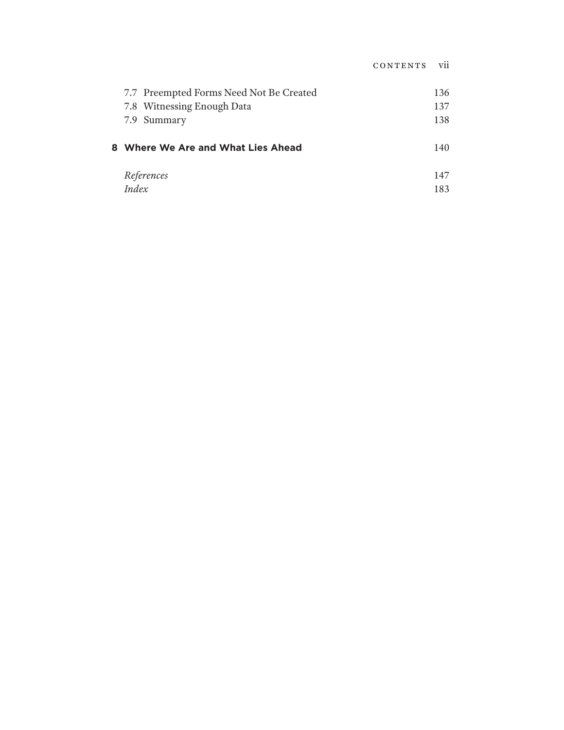7.7 Preempted Forms Need Not Be Created 136
7.8 Witnessing Enough Data 137
7.9 Summary 138

**8 Where We Are and What Lies Ahead** 140

*References* 147
*Index* 183